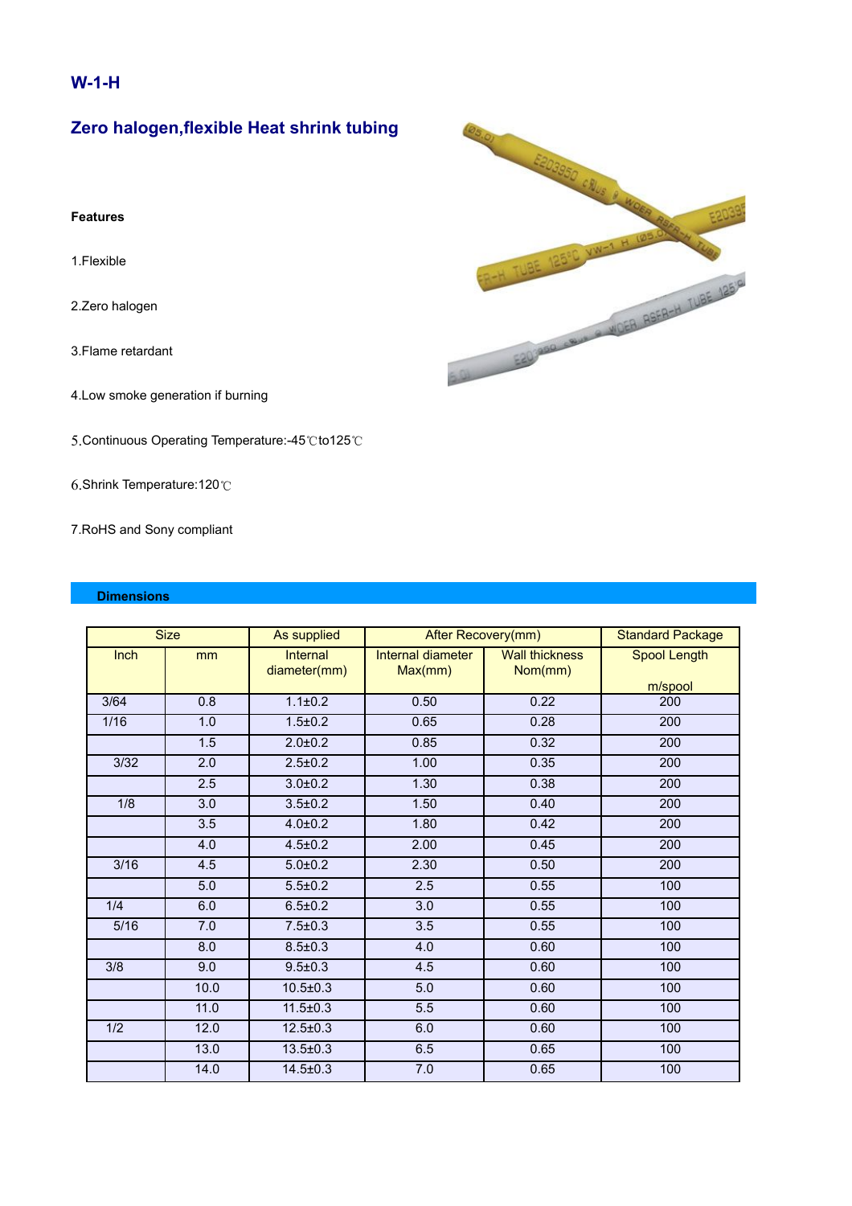# W-1-H

## Zero halogen,flexible Heat shrink tubing

**Features**

1.Flexible

2.Zero halogen

3.Flame retardant

4.Low smoke generation if burning

5.Continuous Operating Temperature:-45℃to125℃

6.Shrink Temperature:120℃

7.RoHS and Sony compliant

**Dimensions**

| Size | | As supplied | After Recovery(mm) | | Standard Package |
|---|---|---|---|---|---|
| Inch | mm | Internal diameter(mm) | Internal diameter Max(mm) | Wall thickness Nom(mm) | Spool Length m/spool |
| 3/64 | 0.8 | 1.1±0.2 | 0.50 | 0.22 | 200 |
| 1/16 | 1.0 | 1.5±0.2 | 0.65 | 0.28 | 200 |
| | 1.5 | 2.0±0.2 | 0.85 | 0.32 | 200 |
| 3/32 | 2.0 | 2.5±0.2 | 1.00 | 0.35 | 200 |
| | 2.5 | 3.0±0.2 | 1.30 | 0.38 | 200 |
| 1/8 | 3.0 | 3.5±0.2 | 1.50 | 0.40 | 200 |
| | 3.5 | 4.0±0.2 | 1.80 | 0.42 | 200 |
| | 4.0 | 4.5±0.2 | 2.00 | 0.45 | 200 |
| 3/16 | 4.5 | 5.0±0.2 | 2.30 | 0.50 | 200 |
| | 5.0 | 5.5±0.2 | 2.5 | 0.55 | 100 |
| 1/4 | 6.0 | 6.5±0.2 | 3.0 | 0.55 | 100 |
| 5/16 | 7.0 | 7.5±0.3 | 3.5 | 0.55 | 100 |
| | 8.0 | 8.5±0.3 | 4.0 | 0.60 | 100 |
| 3/8 | 9.0 | 9.5±0.3 | 4.5 | 0.60 | 100 |
| | 10.0 | 10.5±0.3 | 5.0 | 0.60 | 100 |
| | 11.0 | 11.5±0.3 | 5.5 | 0.60 | 100 |
| 1/2 | 12.0 | 12.5±0.3 | 6.0 | 0.60 | 100 |
| | 13.0 | 13.5±0.3 | 6.5 | 0.65 | 100 |
| | 14.0 | 14.5±0.3 | 7.0 | 0.65 | 100 |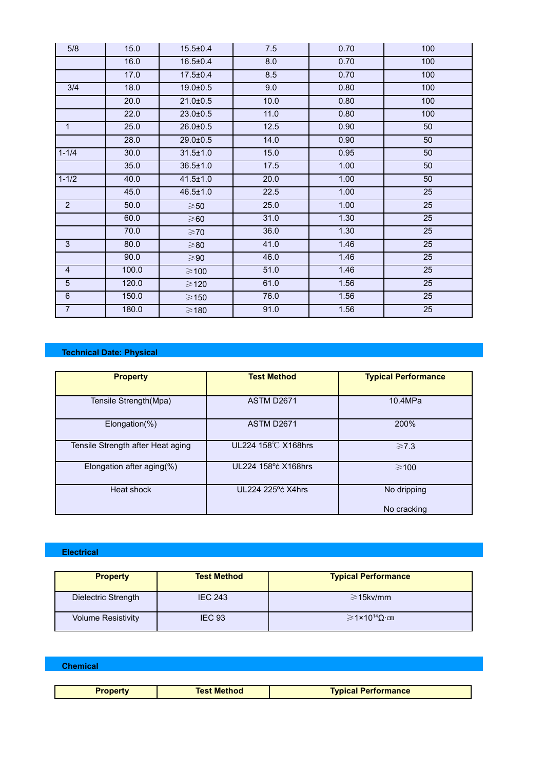| 5/8 | 15.0 | 15.5±0.4 | 7.5 | 0.70 | 100 |
|---|---|---|---|---|---|
| | 16.0 | 16.5±0.4 | 8.0 | 0.70 | 100 |
| | 17.0 | 17.5±0.4 | 8.5 | 0.70 | 100 |
| 3/4 | 18.0 | 19.0±0.5 | 9.0 | 0.80 | 100 |
| | 20.0 | 21.0±0.5 | 10.0 | 0.80 | 100 |
| | 22.0 | 23.0±0.5 | 11.0 | 0.80 | 100 |
| 1 | 25.0 | 26.0±0.5 | 12.5 | 0.90 | 50 |
| | 28.0 | 29.0±0.5 | 14.0 | 0.90 | 50 |
| 1-1/4 | 30.0 | 31.5±1.0 | 15.0 | 0.95 | 50 |
| | 35.0 | 36.5±1.0 | 17.5 | 1.00 | 50 |
| 1-1/2 | 40.0 | 41.5±1.0 | 20.0 | 1.00 | 50 |
| | 45.0 | 46.5±1.0 | 22.5 | 1.00 | 25 |
| 2 | 50.0 | ⩾50 | 25.0 | 1.00 | 25 |
| | 60.0 | ⩾60 | 31.0 | 1.30 | 25 |
| | 70.0 | ⩾70 | 36.0 | 1.30 | 25 |
| 3 | 80.0 | ⩾80 | 41.0 | 1.46 | 25 |
| | 90.0 | ⩾90 | 46.0 | 1.46 | 25 |
| 4 | 100.0 | ⩾100 | 51.0 | 1.46 | 25 |
| 5 | 120.0 | ⩾120 | 61.0 | 1.56 | 25 |
| 6 | 150.0 | ⩾150 | 76.0 | 1.56 | 25 |
| 7 | 180.0 | ⩾180 | 91.0 | 1.56 | 25 |

## Technical Date: Physical

| Property | Test Method | Typical Performance |
|---|---|---|
| Tensile Strength(Mpa) | ASTM D2671 | 10.4MPa |
| Elongation(%) | ASTM D2671 | 200% |
| Tensile Strength after Heat aging | UL224 158℃ X168hrs | ⩾7.3 |
| Elongation after aging(%) | UL224 158ºċ X168hrs | ⩾100 |
| Heat shock | UL224 225ºċ X4hrs | No dripping<br>No cracking |

## Electrical

| Property | Test Method | Typical Performance |
|---|---|---|
| Dielectric Strength | IEC 243 | ⩾15kv/mm |
| Volume Resistivity | IEC 93 | ⩾$1\times10^{14}$Ω·cm |

## Chemical

| Property | Test Method | Typical Performance |
|---|---|---|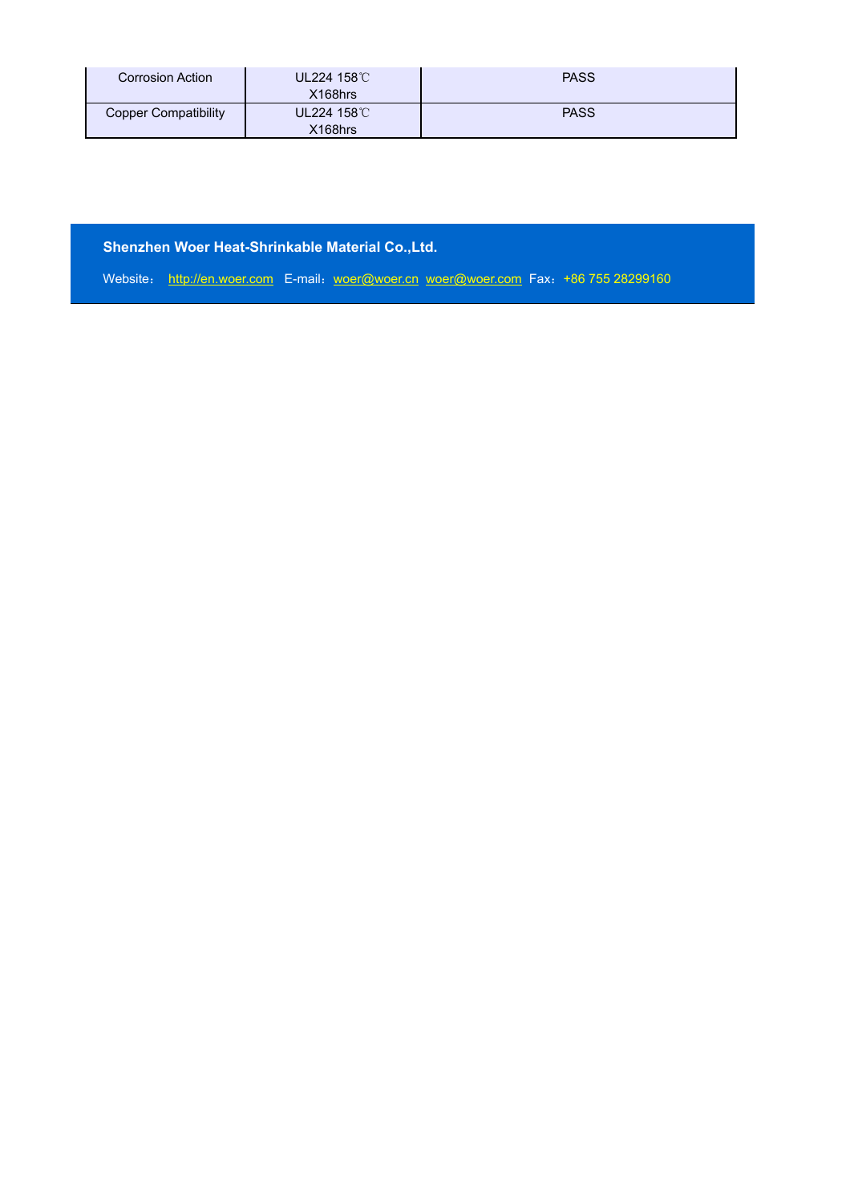| | | |
|---|---|---|
| Corrosion Action | UL224 158℃ X168hrs | PASS |
| Copper Compatibility | UL224 158℃ X168hrs | PASS |

**Shenzhen Woer Heat-Shrinkable Material Co.,Ltd.**

Website： http://en.woer.com E-mail：woer@woer.cn woer@woer.com Fax：+86 755 28299160